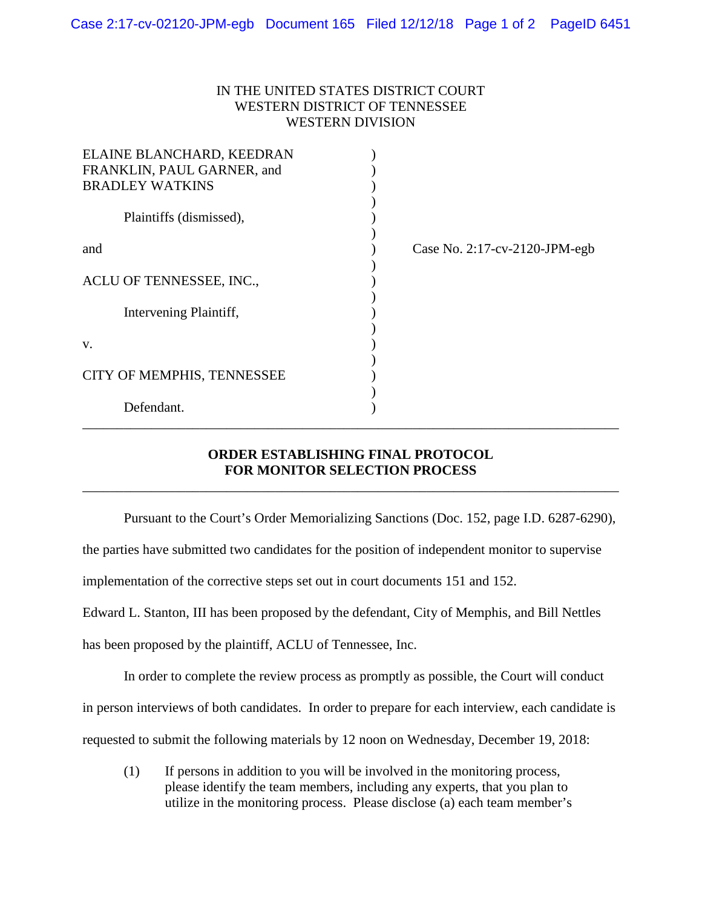IN THE UNITED STATES DISTRICT COURT
WESTERN DISTRICT OF TENNESSEE
WESTERN DIVISION

ELAINE BLANCHARD, KEEDRAN FRANKLIN, PAUL GARNER, and BRADLEY WATKINS

Plaintiffs (dismissed),

and

ACLU OF TENNESSEE, INC.,

Intervening Plaintiff,

v.

CITY OF MEMPHIS, TENNESSEE

Defendant.

Case No. 2:17-cv-2120-JPM-egb

---

## ORDER ESTABLISHING FINAL PROTOCOL FOR MONITOR SELECTION PROCESS

---

Pursuant to the Court's Order Memorializing Sanctions (Doc. 152, page I.D. 6287-6290), the parties have submitted two candidates for the position of independent monitor to supervise implementation of the corrective steps set out in court documents 151 and 152. Edward L. Stanton, III has been proposed by the defendant, City of Memphis, and Bill Nettles has been proposed by the plaintiff, ACLU of Tennessee, Inc.

In order to complete the review process as promptly as possible, the Court will conduct in person interviews of both candidates. In order to prepare for each interview, each candidate is requested to submit the following materials by 12 noon on Wednesday, December 19, 2018:

(1) If persons in addition to you will be involved in the monitoring process, please identify the team members, including any experts, that you plan to utilize in the monitoring process. Please disclose (a) each team member's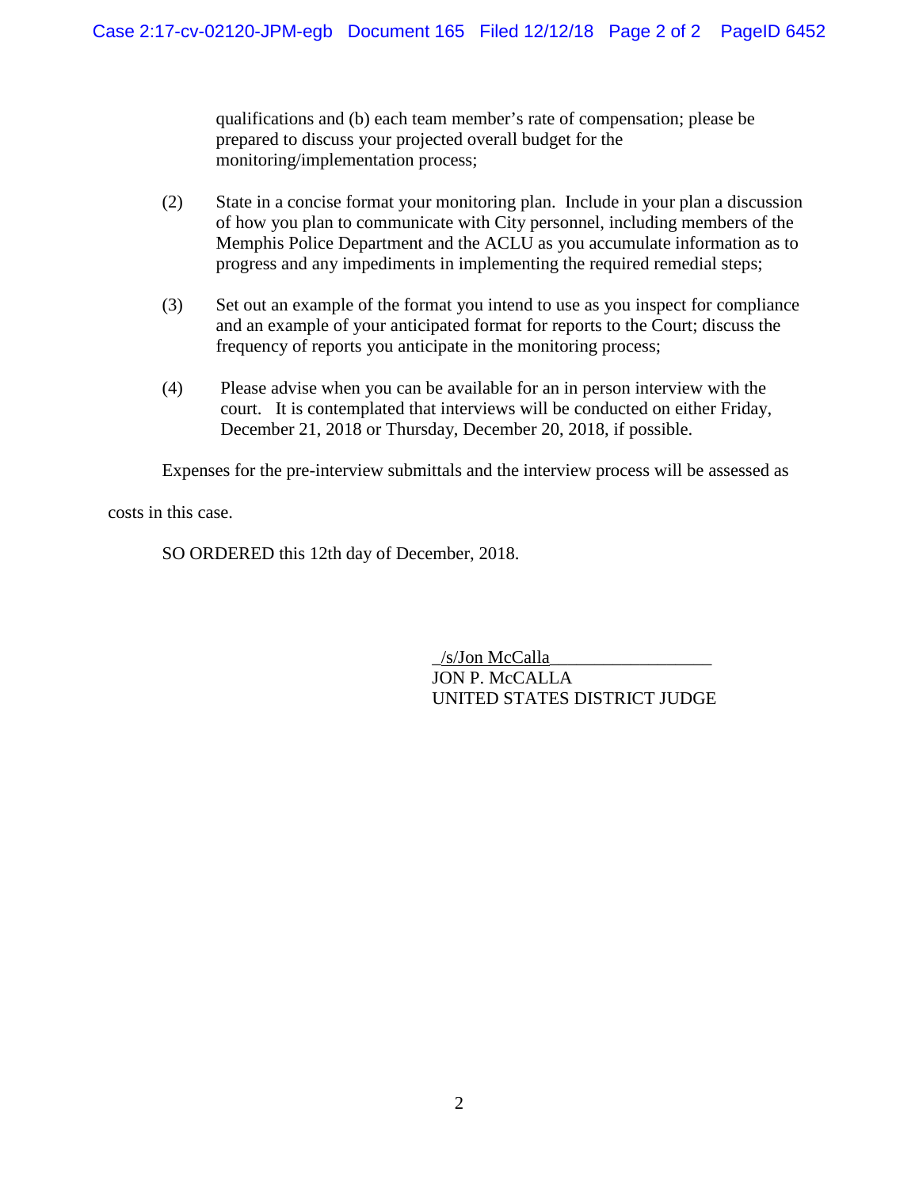qualifications and (b) each team member's rate of compensation; please be prepared to discuss your projected overall budget for the monitoring/implementation process;

(2) State in a concise format your monitoring plan. Include in your plan a discussion of how you plan to communicate with City personnel, including members of the Memphis Police Department and the ACLU as you accumulate information as to progress and any impediments in implementing the required remedial steps;

(3) Set out an example of the format you intend to use as you inspect for compliance and an example of your anticipated format for reports to the Court; discuss the frequency of reports you anticipate in the monitoring process;

(4) Please advise when you can be available for an in person interview with the court. It is contemplated that interviews will be conducted on either Friday, December 21, 2018 or Thursday, December 20, 2018, if possible.

Expenses for the pre-interview submittals and the interview process will be assessed as costs in this case.

SO ORDERED this 12th day of December, 2018.

_/s/Jon McCalla__________________
JON P. McCALLA
UNITED STATES DISTRICT JUDGE